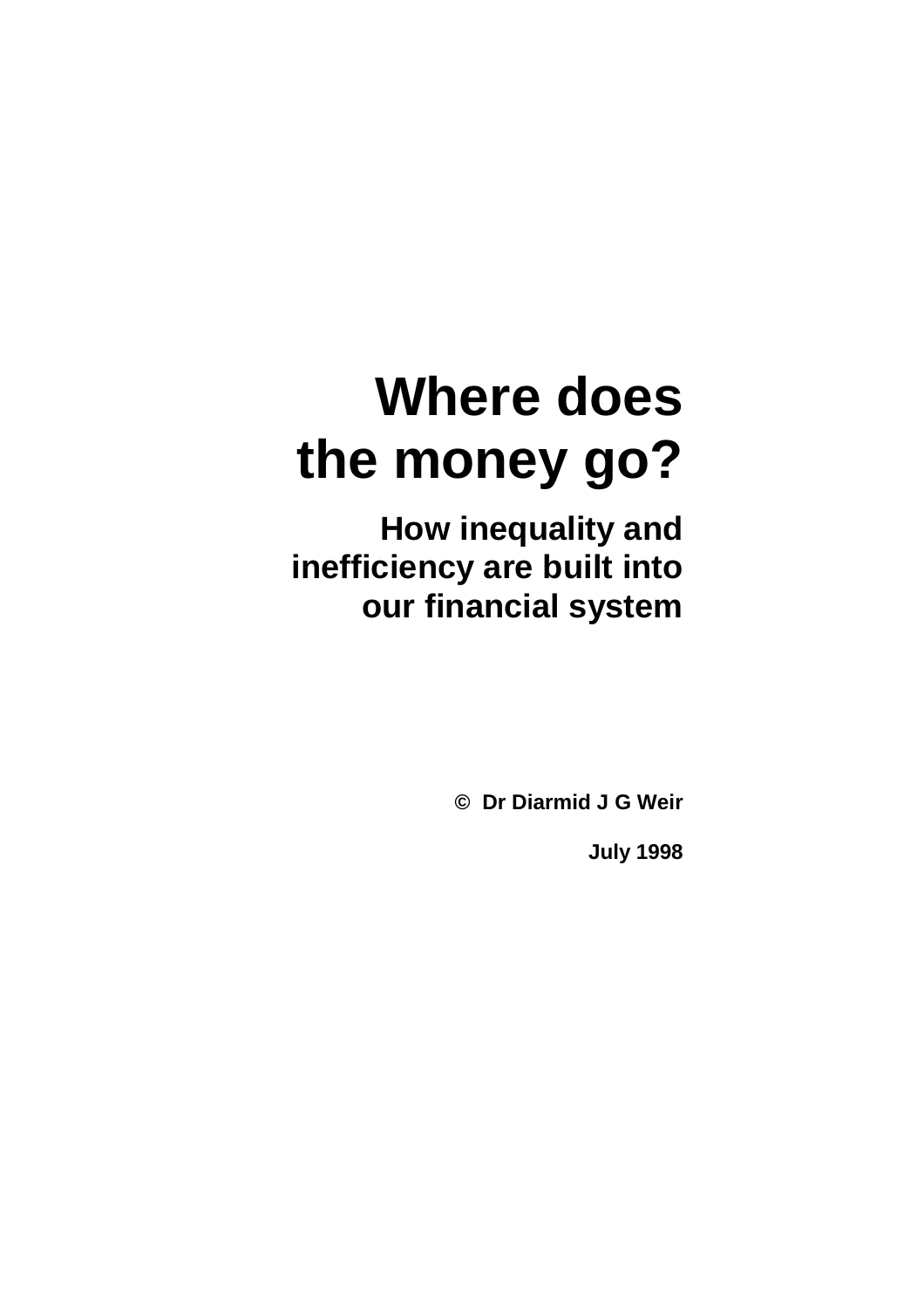# Where does the money go?

## How inequality and inefficiency are built into our financial system

**© Dr Diarmid J G Weir**

**July 1998**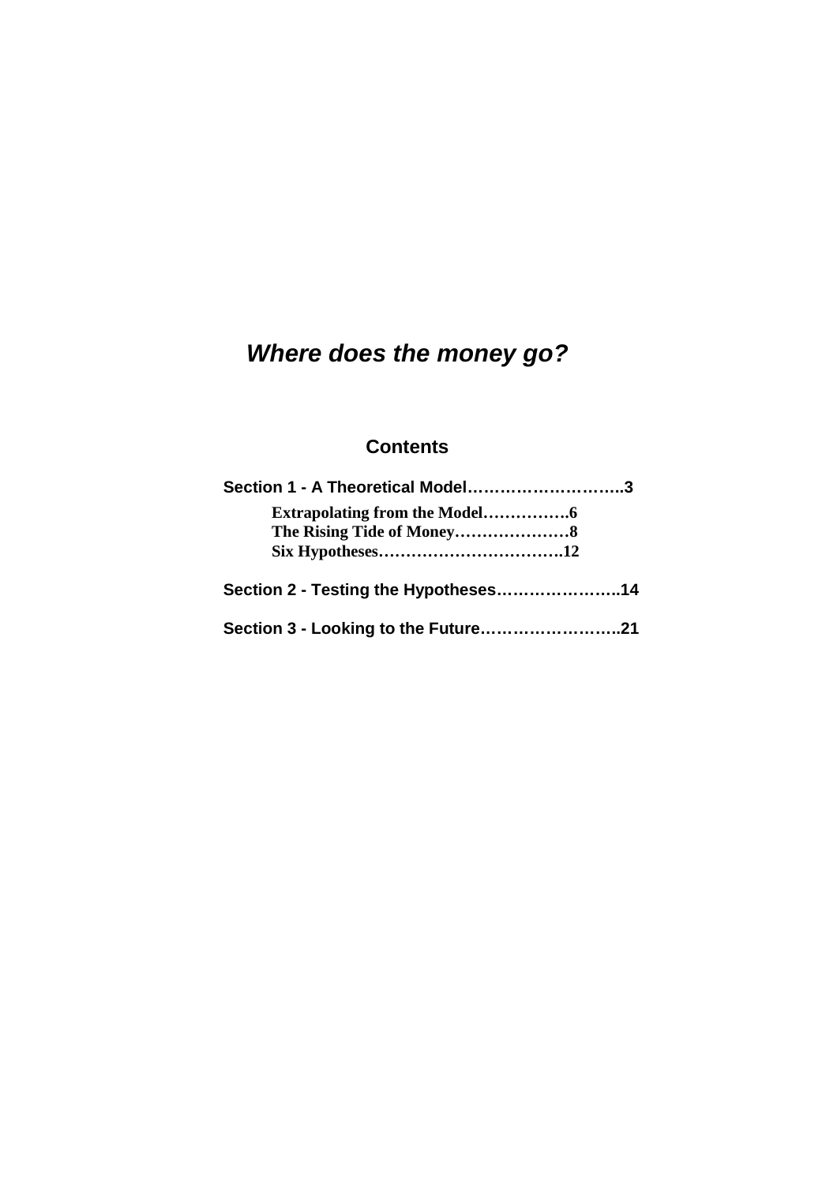# *Where does the money go?*

## Contents

**Section 1 - A Theoretical Model………………………..3**

- **Extrapolating from the Model…………….6**
- **The Rising Tide of Money…………………8**
- **Six Hypotheses…………………………….12**

**Section 2 - Testing the Hypotheses…………………..14**

**Section 3 - Looking to the Future……………………..21**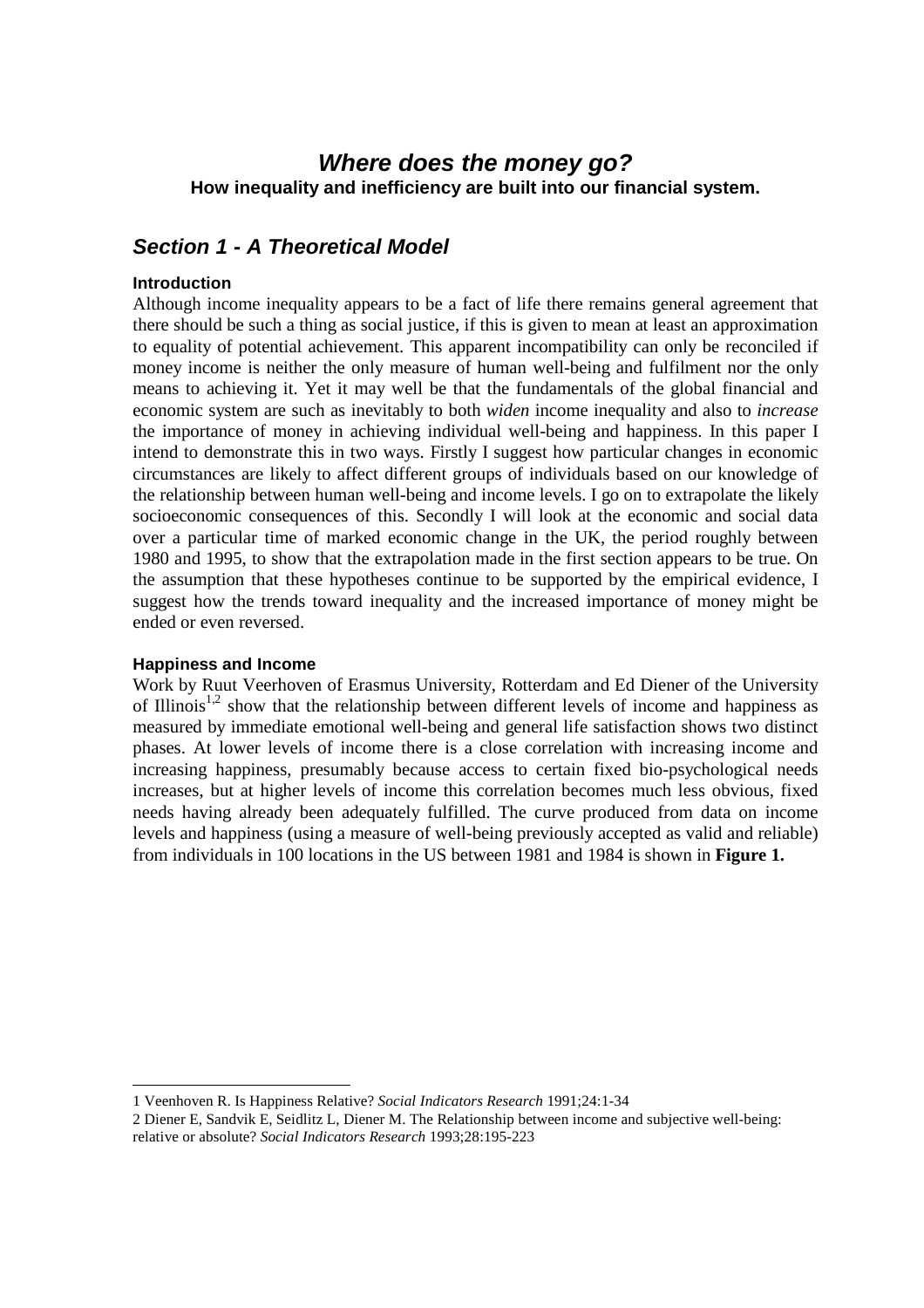# *Where does the money go?*

**How inequality and inefficiency are built into our financial system.**

## *Section 1 - A Theoretical Model*

### Introduction

Although income inequality appears to be a fact of life there remains general agreement that there should be such a thing as social justice, if this is given to mean at least an approximation to equality of potential achievement. This apparent incompatibility can only be reconciled if money income is neither the only measure of human well-being and fulfilment nor the only means to achieving it. Yet it may well be that the fundamentals of the global financial and economic system are such as inevitably to both *widen* income inequality and also to *increase* the importance of money in achieving individual well-being and happiness. In this paper I intend to demonstrate this in two ways. Firstly I suggest how particular changes in economic circumstances are likely to affect different groups of individuals based on our knowledge of the relationship between human well-being and income levels. I go on to extrapolate the likely socioeconomic consequences of this. Secondly I will look at the economic and social data over a particular time of marked economic change in the UK, the period roughly between 1980 and 1995, to show that the extrapolation made in the first section appears to be true. On the assumption that these hypotheses continue to be supported by the empirical evidence, I suggest how the trends toward inequality and the increased importance of money might be ended or even reversed.

### Happiness and Income

Work by Ruut Veerhoven of Erasmus University, Rotterdam and Ed Diener of the University of Illinois[1,2] show that the relationship between different levels of income and happiness as measured by immediate emotional well-being and general life satisfaction shows two distinct phases. At lower levels of income there is a close correlation with increasing income and increasing happiness, presumably because access to certain fixed bio-psychological needs increases, but at higher levels of income this correlation becomes much less obvious, fixed needs having already been adequately fulfilled. The curve produced from data on income levels and happiness (using a measure of well-being previously accepted as valid and reliable) from individuals in 100 locations in the US between 1981 and 1984 is shown in **Figure 1.**

---

1 Veenhoven R. Is Happiness Relative? *Social Indicators Research* 1991;24:1-34

2 Diener E, Sandvik E, Seidlitz L, Diener M. The Relationship between income and subjective well-being: relative or absolute? *Social Indicators Research* 1993;28:195-223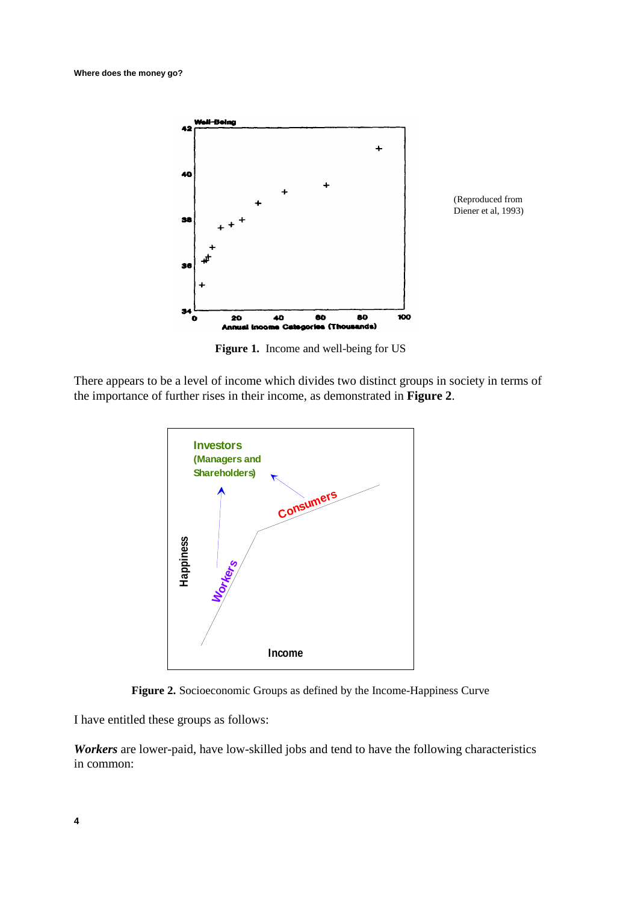(Reproduced from Diener et al, 1993)

Figure 1. Income and well-being for US

There appears to be a level of income which divides two distinct groups in society in terms of the importance of further rises in their income, as demonstrated in **Figure 2**.

**Figure 2.** Socioeconomic Groups as defined by the Income-Happiness Curve

I have entitled these groups as follows:

***Workers*** are lower-paid, have low-skilled jobs and tend to have the following characteristics in common: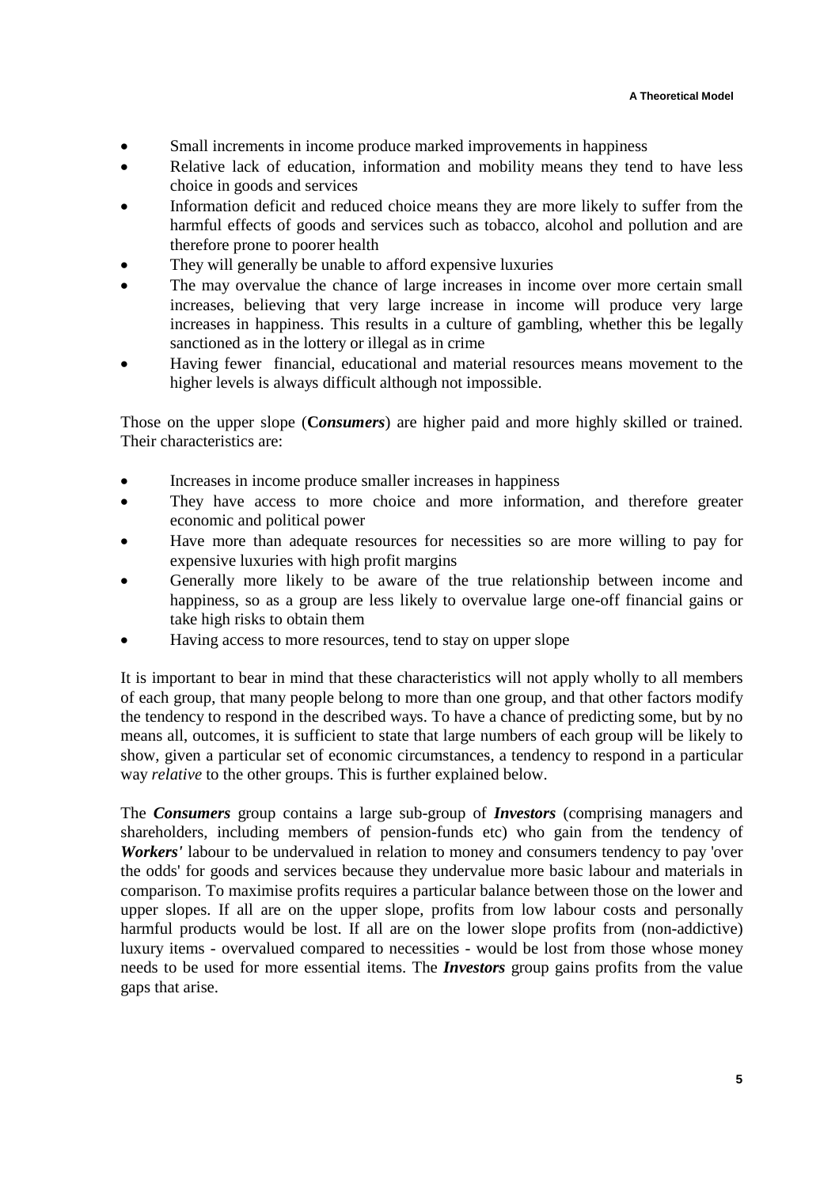- Small increments in income produce marked improvements in happiness
- Relative lack of education, information and mobility means they tend to have less choice in goods and services
- Information deficit and reduced choice means they are more likely to suffer from the harmful effects of goods and services such as tobacco, alcohol and pollution and are therefore prone to poorer health
- They will generally be unable to afford expensive luxuries
- The may overvalue the chance of large increases in income over more certain small increases, believing that very large increase in income will produce very large increases in happiness. This results in a culture of gambling, whether this be legally sanctioned as in the lottery or illegal as in crime
- Having fewer financial, educational and material resources means movement to the higher levels is always difficult although not impossible.

Those on the upper slope (**C*onsumers***) are higher paid and more highly skilled or trained. Their characteristics are:

- Increases in income produce smaller increases in happiness
- They have access to more choice and more information, and therefore greater economic and political power
- Have more than adequate resources for necessities so are more willing to pay for expensive luxuries with high profit margins
- Generally more likely to be aware of the true relationship between income and happiness, so as a group are less likely to overvalue large one-off financial gains or take high risks to obtain them
- Having access to more resources, tend to stay on upper slope

It is important to bear in mind that these characteristics will not apply wholly to all members of each group, that many people belong to more than one group, and that other factors modify the tendency to respond in the described ways. To have a chance of predicting some, but by no means all, outcomes, it is sufficient to state that large numbers of each group will be likely to show, given a particular set of economic circumstances, a tendency to respond in a particular way *relative* to the other groups. This is further explained below.

The ***Consumers*** group contains a large sub-group of ***Investors*** (comprising managers and shareholders, including members of pension-funds etc) who gain from the tendency of ***Workers'*** labour to be undervalued in relation to money and consumers tendency to pay 'over the odds' for goods and services because they undervalue more basic labour and materials in comparison. To maximise profits requires a particular balance between those on the lower and upper slopes. If all are on the upper slope, profits from low labour costs and personally harmful products would be lost. If all are on the lower slope profits from (non-addictive) luxury items - overvalued compared to necessities - would be lost from those whose money needs to be used for more essential items. The ***Investors*** group gains profits from the value gaps that arise.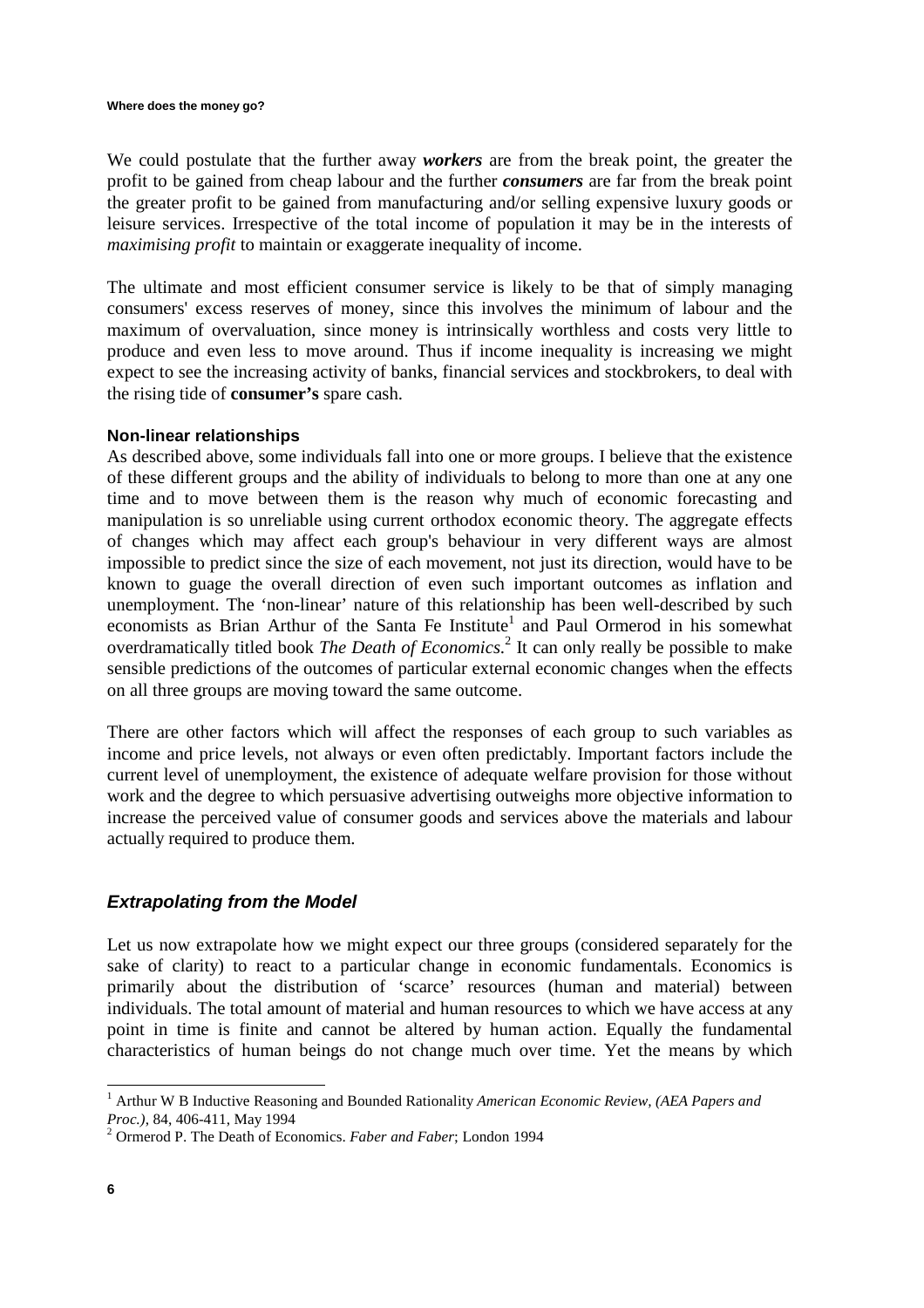We could postulate that the further away ***workers*** are from the break point, the greater the profit to be gained from cheap labour and the further ***consumers*** are far from the break point the greater profit to be gained from manufacturing and/or selling expensive luxury goods or leisure services. Irrespective of the total income of population it may be in the interests of *maximising profit* to maintain or exaggerate inequality of income.

The ultimate and most efficient consumer service is likely to be that of simply managing consumers' excess reserves of money, since this involves the minimum of labour and the maximum of overvaluation, since money is intrinsically worthless and costs very little to produce and even less to move around. Thus if income inequality is increasing we might expect to see the increasing activity of banks, financial services and stockbrokers, to deal with the rising tide of **consumer's** spare cash.

#### Non-linear relationships

As described above, some individuals fall into one or more groups. I believe that the existence of these different groups and the ability of individuals to belong to more than one at any one time and to move between them is the reason why much of economic forecasting and manipulation is so unreliable using current orthodox economic theory. The aggregate effects of changes which may affect each group's behaviour in very different ways are almost impossible to predict since the size of each movement, not just its direction, would have to be known to guage the overall direction of even such important outcomes as inflation and unemployment. The 'non-linear' nature of this relationship has been well-described by such economists as Brian Arthur of the Santa Fe Institute[1] and Paul Ormerod in his somewhat overdramatically titled book *The Death of Economics*.[2] It can only really be possible to make sensible predictions of the outcomes of particular external economic changes when the effects on all three groups are moving toward the same outcome.

There are other factors which will affect the responses of each group to such variables as income and price levels, not always or even often predictably. Important factors include the current level of unemployment, the existence of adequate welfare provision for those without work and the degree to which persuasive advertising outweighs more objective information to increase the perceived value of consumer goods and services above the materials and labour actually required to produce them.

### *Extrapolating from the Model*

Let us now extrapolate how we might expect our three groups (considered separately for the sake of clarity) to react to a particular change in economic fundamentals. Economics is primarily about the distribution of 'scarce' resources (human and material) between individuals. The total amount of material and human resources to which we have access at any point in time is finite and cannot be altered by human action. Equally the fundamental characteristics of human beings do not change much over time. Yet the means by which

---

[1] Arthur W B Inductive Reasoning and Bounded Rationality *American Economic Review, (AEA Papers and Proc.)*, 84, 406-411, May 1994

[2] Ormerod P. The Death of Economics. *Faber and Faber*; London 1994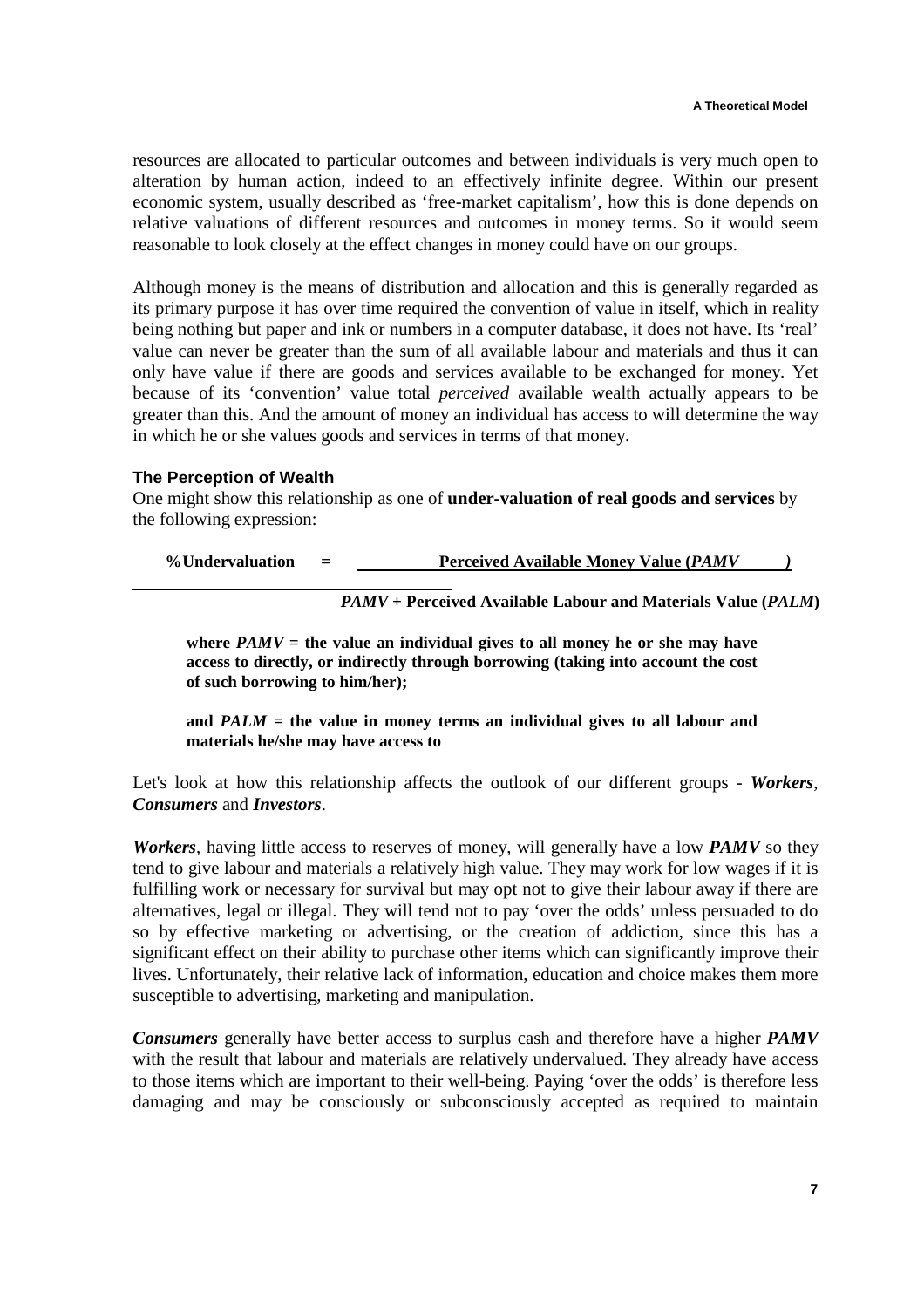resources are allocated to particular outcomes and between individuals is very much open to alteration by human action, indeed to an effectively infinite degree. Within our present economic system, usually described as 'free-market capitalism', how this is done depends on relative valuations of different resources and outcomes in money terms. So it would seem reasonable to look closely at the effect changes in money could have on our groups.

Although money is the means of distribution and allocation and this is generally regarded as its primary purpose it has over time required the convention of value in itself, which in reality being nothing but paper and ink or numbers in a computer database, it does not have. Its 'real' value can never be greater than the sum of all available labour and materials and thus it can only have value if there are goods and services available to be exchanged for money. Yet because of its 'convention' value total *perceived* available wealth actually appears to be greater than this. And the amount of money an individual has access to will determine the way in which he or she values goods and services in terms of that money.

### The Perception of Wealth

One might show this relationship as one of **under-valuation of real goods and services** by the following expression:

$$\%\text{Undervaluation} = \frac{\text{Perceived Available Money Value } (PAMV)}{PAMV + \text{Perceived Available Labour and Materials Value } (PALM)}$$

**where *PAMV* = the value an individual gives to all money he or she may have access to directly, or indirectly through borrowing (taking into account the cost of such borrowing to him/her);**

**and *PALM* = the value in money terms an individual gives to all labour and materials he/she may have access to**

Let's look at how this relationship affects the outlook of our different groups - ***Workers***, ***Consumers*** and ***Investors***.

***Workers***, having little access to reserves of money, will generally have a low ***PAMV*** so they tend to give labour and materials a relatively high value. They may work for low wages if it is fulfilling work or necessary for survival but may opt not to give their labour away if there are alternatives, legal or illegal. They will tend not to pay 'over the odds' unless persuaded to do so by effective marketing or advertising, or the creation of addiction, since this has a significant effect on their ability to purchase other items which can significantly improve their lives. Unfortunately, their relative lack of information, education and choice makes them more susceptible to advertising, marketing and manipulation.

***Consumers*** generally have better access to surplus cash and therefore have a higher ***PAMV*** with the result that labour and materials are relatively undervalued. They already have access to those items which are important to their well-being. Paying 'over the odds' is therefore less damaging and may be consciously or subconsciously accepted as required to maintain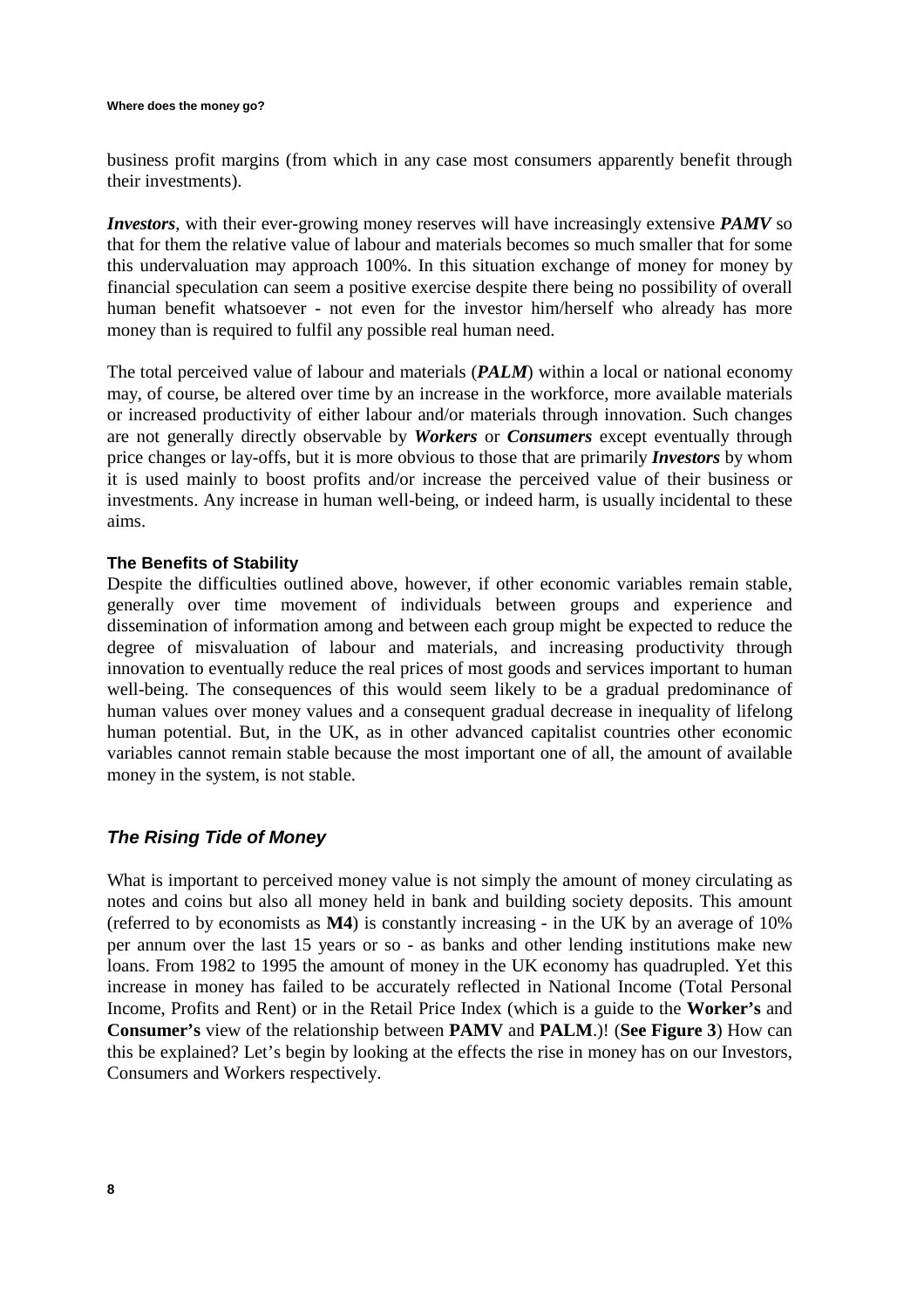business profit margins (from which in any case most consumers apparently benefit through their investments).

***Investors***, with their ever-growing money reserves will have increasingly extensive ***PAMV*** so that for them the relative value of labour and materials becomes so much smaller that for some this undervaluation may approach 100%. In this situation exchange of money for money by financial speculation can seem a positive exercise despite there being no possibility of overall human benefit whatsoever - not even for the investor him/herself who already has more money than is required to fulfil any possible real human need.

The total perceived value of labour and materials (***PALM***) within a local or national economy may, of course, be altered over time by an increase in the workforce, more available materials or increased productivity of either labour and/or materials through innovation. Such changes are not generally directly observable by ***Workers*** or ***Consumers*** except eventually through price changes or lay-offs, but it is more obvious to those that are primarily ***Investors*** by whom it is used mainly to boost profits and/or increase the perceived value of their business or investments. Any increase in human well-being, or indeed harm, is usually incidental to these aims.

#### The Benefits of Stability

Despite the difficulties outlined above, however, if other economic variables remain stable, generally over time movement of individuals between groups and experience and dissemination of information among and between each group might be expected to reduce the degree of misvaluation of labour and materials, and increasing productivity through innovation to eventually reduce the real prices of most goods and services important to human well-being. The consequences of this would seem likely to be a gradual predominance of human values over money values and a consequent gradual decrease in inequality of lifelong human potential. But, in the UK, as in other advanced capitalist countries other economic variables cannot remain stable because the most important one of all, the amount of available money in the system, is not stable.

### *The Rising Tide of Money*

What is important to perceived money value is not simply the amount of money circulating as notes and coins but also all money held in bank and building society deposits. This amount (referred to by economists as **M4**) is constantly increasing - in the UK by an average of 10% per annum over the last 15 years or so - as banks and other lending institutions make new loans. From 1982 to 1995 the amount of money in the UK economy has quadrupled. Yet this increase in money has failed to be accurately reflected in National Income (Total Personal Income, Profits and Rent) or in the Retail Price Index (which is a guide to the **Worker's** and **Consumer's** view of the relationship between **PAMV** and **PALM**.)! (**See Figure 3**) How can this be explained? Let's begin by looking at the effects the rise in money has on our Investors, Consumers and Workers respectively.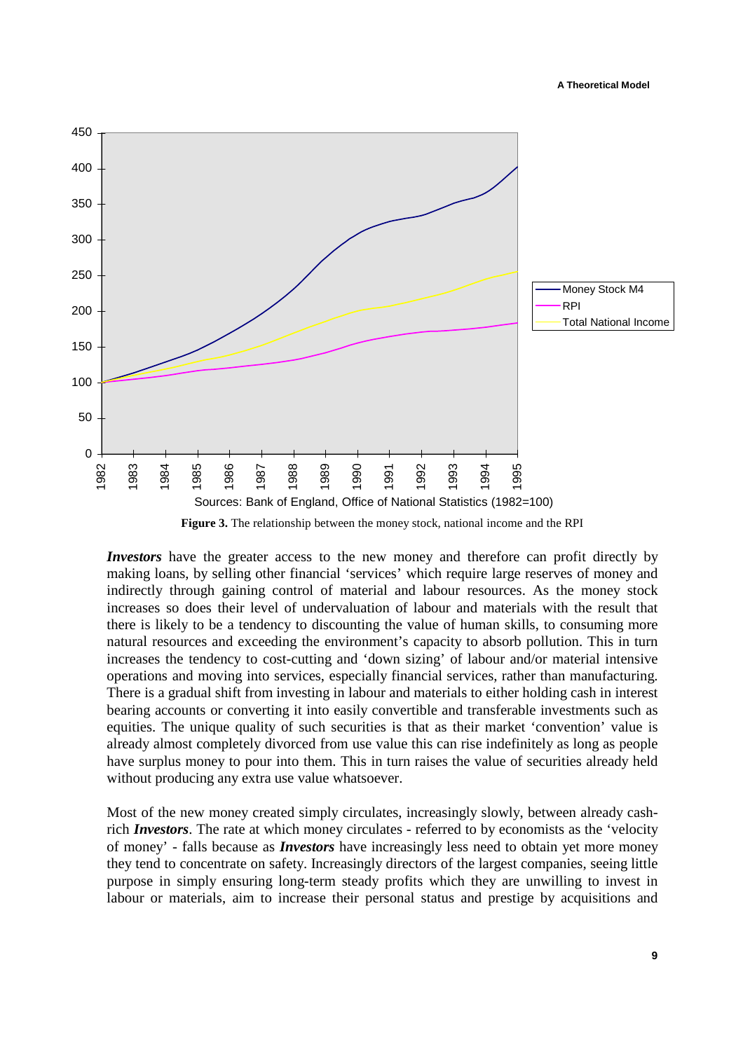Sources: Bank of England, Office of National Statistics (1982=100)

**Figure 3.** The relationship between the money stock, national income and the RPI

***Investors*** have the greater access to the new money and therefore can profit directly by making loans, by selling other financial 'services' which require large reserves of money and indirectly through gaining control of material and labour resources. As the money stock increases so does their level of undervaluation of labour and materials with the result that there is likely to be a tendency to discounting the value of human skills, to consuming more natural resources and exceeding the environment's capacity to absorb pollution. This in turn increases the tendency to cost-cutting and 'down sizing' of labour and/or material intensive operations and moving into services, especially financial services, rather than manufacturing. There is a gradual shift from investing in labour and materials to either holding cash in interest bearing accounts or converting it into easily convertible and transferable investments such as equities. The unique quality of such securities is that as their market 'convention' value is already almost completely divorced from use value this can rise indefinitely as long as people have surplus money to pour into them. This in turn raises the value of securities already held without producing any extra use value whatsoever.

Most of the new money created simply circulates, increasingly slowly, between already cash-rich ***Investors***. The rate at which money circulates - referred to by economists as the 'velocity of money' - falls because as ***Investors*** have increasingly less need to obtain yet more money they tend to concentrate on safety. Increasingly directors of the largest companies, seeing little purpose in simply ensuring long-term steady profits which they are unwilling to invest in labour or materials, aim to increase their personal status and prestige by acquisitions and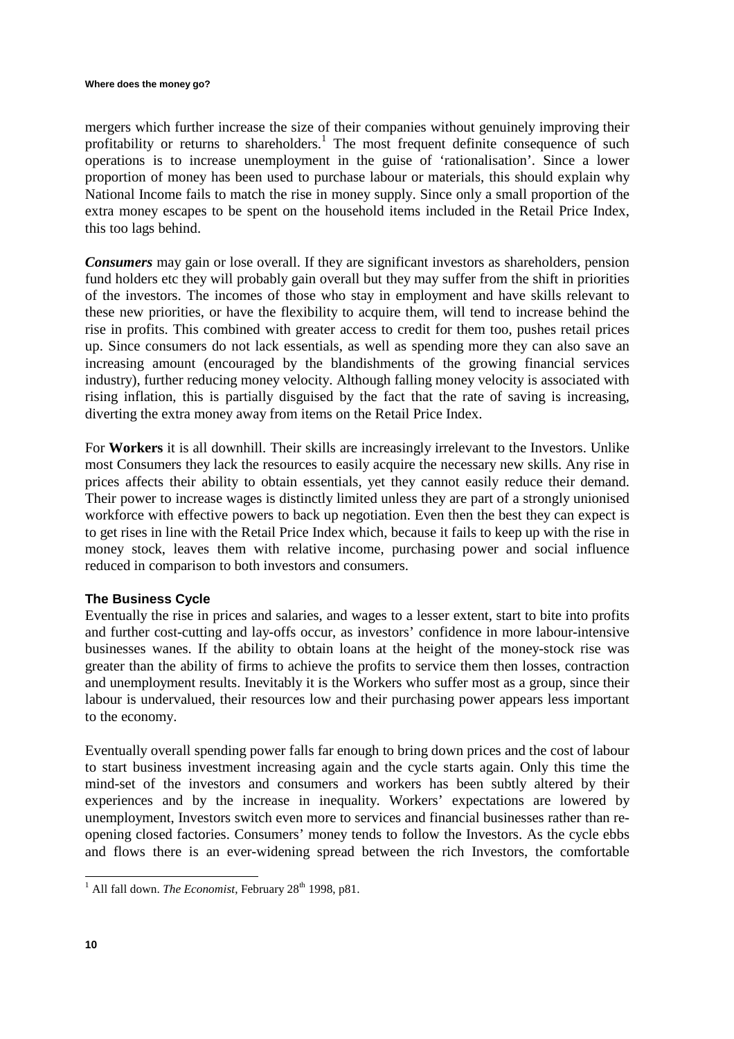mergers which further increase the size of their companies without genuinely improving their profitability or returns to shareholders.[1] The most frequent definite consequence of such operations is to increase unemployment in the guise of 'rationalisation'. Since a lower proportion of money has been used to purchase labour or materials, this should explain why National Income fails to match the rise in money supply. Since only a small proportion of the extra money escapes to be spent on the household items included in the Retail Price Index, this too lags behind.

***Consumers*** may gain or lose overall. If they are significant investors as shareholders, pension fund holders etc they will probably gain overall but they may suffer from the shift in priorities of the investors. The incomes of those who stay in employment and have skills relevant to these new priorities, or have the flexibility to acquire them, will tend to increase behind the rise in profits. This combined with greater access to credit for them too, pushes retail prices up. Since consumers do not lack essentials, as well as spending more they can also save an increasing amount (encouraged by the blandishments of the growing financial services industry), further reducing money velocity. Although falling money velocity is associated with rising inflation, this is partially disguised by the fact that the rate of saving is increasing, diverting the extra money away from items on the Retail Price Index.

For **Workers** it is all downhill. Their skills are increasingly irrelevant to the Investors. Unlike most Consumers they lack the resources to easily acquire the necessary new skills. Any rise in prices affects their ability to obtain essentials, yet they cannot easily reduce their demand. Their power to increase wages is distinctly limited unless they are part of a strongly unionised workforce with effective powers to back up negotiation. Even then the best they can expect is to get rises in line with the Retail Price Index which, because it fails to keep up with the rise in money stock, leaves them with relative income, purchasing power and social influence reduced in comparison to both investors and consumers.

### The Business Cycle

Eventually the rise in prices and salaries, and wages to a lesser extent, start to bite into profits and further cost-cutting and lay-offs occur, as investors' confidence in more labour-intensive businesses wanes. If the ability to obtain loans at the height of the money-stock rise was greater than the ability of firms to achieve the profits to service them then losses, contraction and unemployment results. Inevitably it is the Workers who suffer most as a group, since their labour is undervalued, their resources low and their purchasing power appears less important to the economy.

Eventually overall spending power falls far enough to bring down prices and the cost of labour to start business investment increasing again and the cycle starts again. Only this time the mind-set of the investors and consumers and workers has been subtly altered by their experiences and by the increase in inequality. Workers' expectations are lowered by unemployment, Investors switch even more to services and financial businesses rather than re-opening closed factories. Consumers' money tends to follow the Investors. As the cycle ebbs and flows there is an ever-widening spread between the rich Investors, the comfortable

---

[1] All fall down. *The Economist*, February 28th 1998, p81.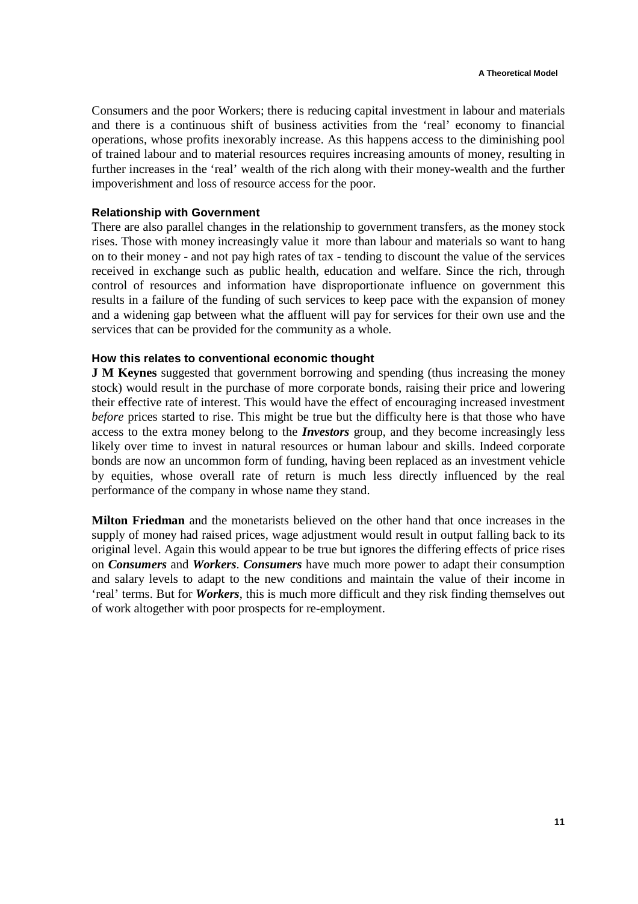Consumers and the poor Workers; there is reducing capital investment in labour and materials and there is a continuous shift of business activities from the 'real' economy to financial operations, whose profits inexorably increase. As this happens access to the diminishing pool of trained labour and to material resources requires increasing amounts of money, resulting in further increases in the 'real' wealth of the rich along with their money-wealth and the further impoverishment and loss of resource access for the poor.

### Relationship with Government

There are also parallel changes in the relationship to government transfers, as the money stock rises. Those with money increasingly value it more than labour and materials so want to hang on to their money - and not pay high rates of tax - tending to discount the value of the services received in exchange such as public health, education and welfare. Since the rich, through control of resources and information have disproportionate influence on government this results in a failure of the funding of such services to keep pace with the expansion of money and a widening gap between what the affluent will pay for services for their own use and the services that can be provided for the community as a whole.

### How this relates to conventional economic thought

**J M Keynes** suggested that government borrowing and spending (thus increasing the money stock) would result in the purchase of more corporate bonds, raising their price and lowering their effective rate of interest. This would have the effect of encouraging increased investment *before* prices started to rise. This might be true but the difficulty here is that those who have access to the extra money belong to the ***Investors*** group, and they become increasingly less likely over time to invest in natural resources or human labour and skills. Indeed corporate bonds are now an uncommon form of funding, having been replaced as an investment vehicle by equities, whose overall rate of return is much less directly influenced by the real performance of the company in whose name they stand.

**Milton Friedman** and the monetarists believed on the other hand that once increases in the supply of money had raised prices, wage adjustment would result in output falling back to its original level. Again this would appear to be true but ignores the differing effects of price rises on ***Consumers*** and ***Workers***. ***Consumers*** have much more power to adapt their consumption and salary levels to adapt to the new conditions and maintain the value of their income in 'real' terms. But for ***Workers***, this is much more difficult and they risk finding themselves out of work altogether with poor prospects for re-employment.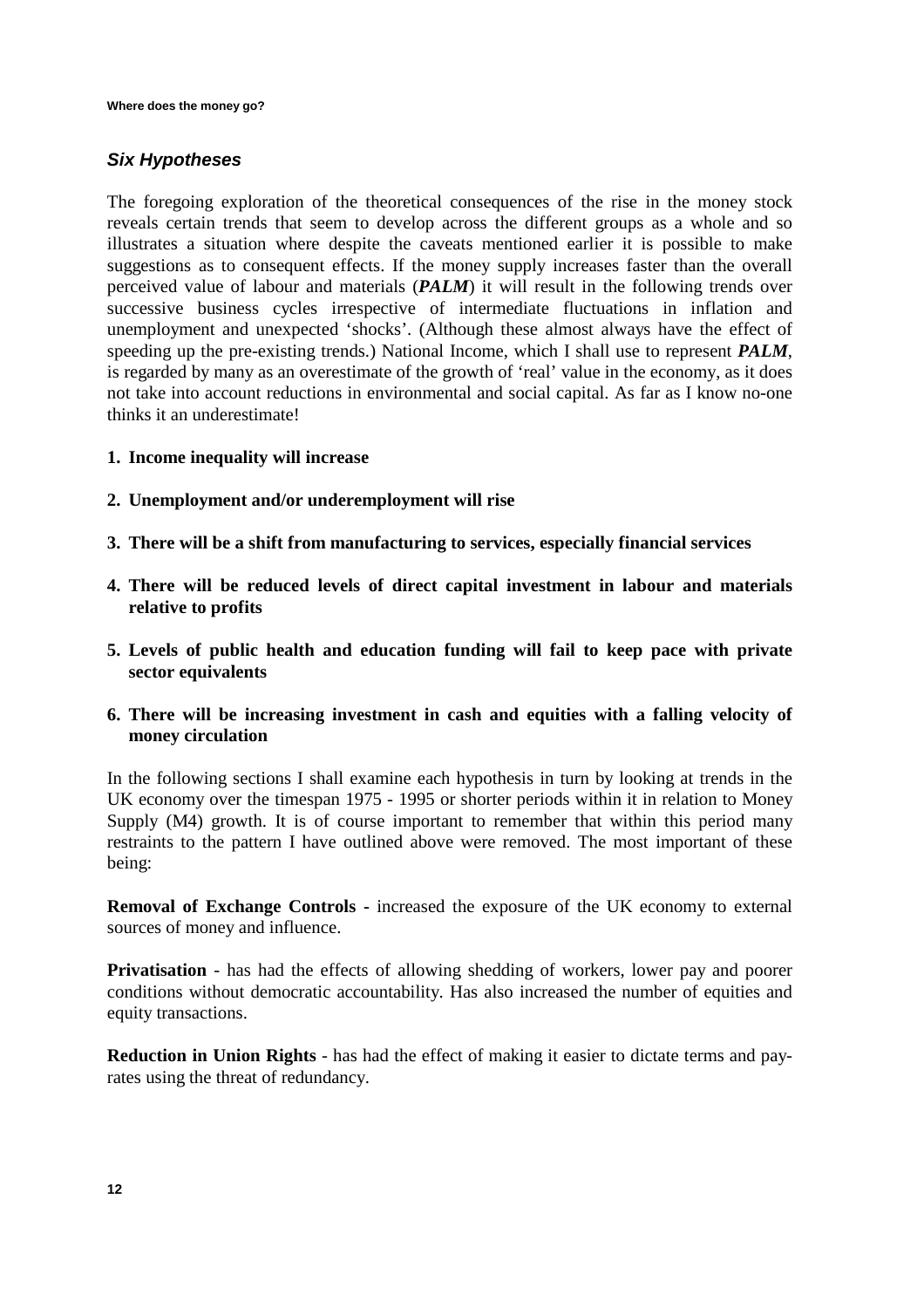## *Six Hypotheses*

The foregoing exploration of the theoretical consequences of the rise in the money stock reveals certain trends that seem to develop across the different groups as a whole and so illustrates a situation where despite the caveats mentioned earlier it is possible to make suggestions as to consequent effects. If the money supply increases faster than the overall perceived value of labour and materials (***PALM***) it will result in the following trends over successive business cycles irrespective of intermediate fluctuations in inflation and unemployment and unexpected 'shocks'. (Although these almost always have the effect of speeding up the pre-existing trends.) National Income, which I shall use to represent ***PALM***, is regarded by many as an overestimate of the growth of 'real' value in the economy, as it does not take into account reductions in environmental and social capital. As far as I know no-one thinks it an underestimate!

1. **Income inequality will increase**
2. **Unemployment and/or underemployment will rise**
3. **There will be a shift from manufacturing to services, especially financial services**
4. **There will be reduced levels of direct capital investment in labour and materials relative to profits**
5. **Levels of public health and education funding will fail to keep pace with private sector equivalents**
6. **There will be increasing investment in cash and equities with a falling velocity of money circulation**

In the following sections I shall examine each hypothesis in turn by looking at trends in the UK economy over the timespan 1975 - 1995 or shorter periods within it in relation to Money Supply (M4) growth. It is of course important to remember that within this period many restraints to the pattern I have outlined above were removed. The most important of these being:

**Removal of Exchange Controls -** increased the exposure of the UK economy to external sources of money and influence.

**Privatisation** - has had the effects of allowing shedding of workers, lower pay and poorer conditions without democratic accountability. Has also increased the number of equities and equity transactions.

**Reduction in Union Rights** - has had the effect of making it easier to dictate terms and pay-rates using the threat of redundancy.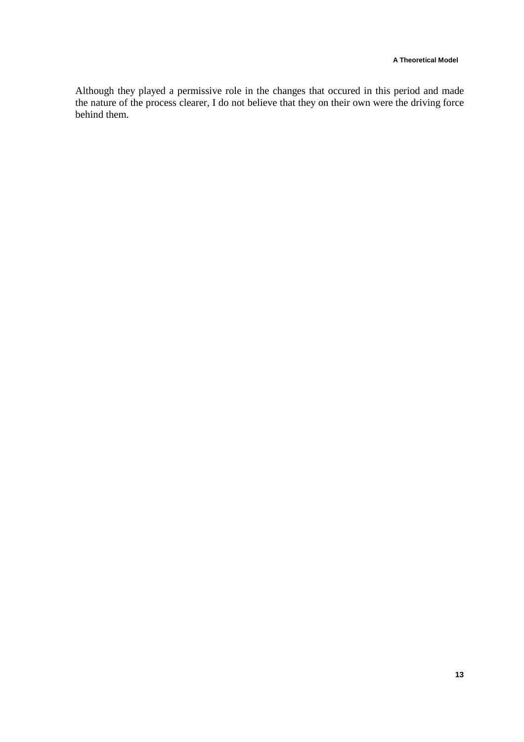Although they played a permissive role in the changes that occured in this period and made the nature of the process clearer, I do not believe that they on their own were the driving force behind them.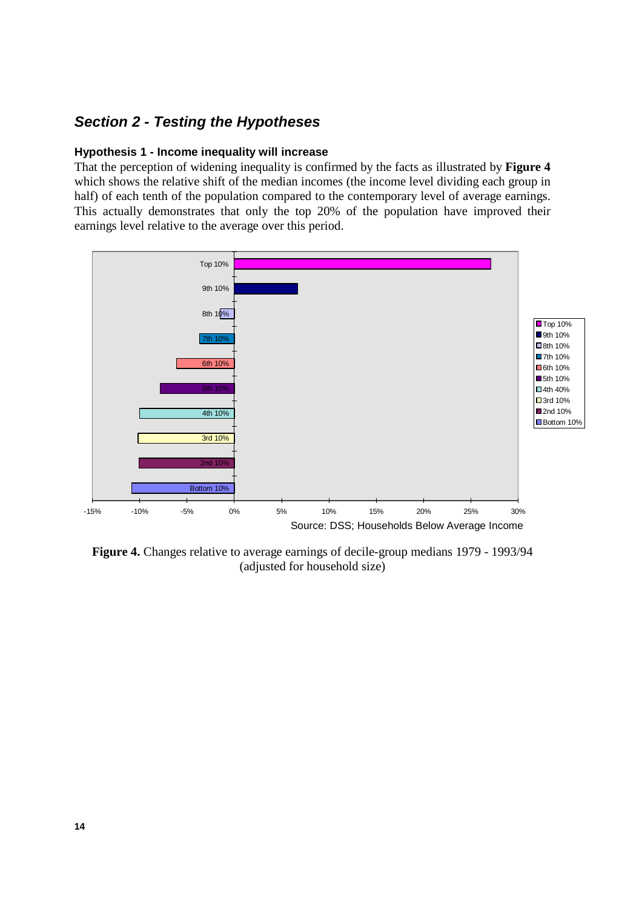## *Section 2 - Testing the Hypotheses*

### Hypothesis 1 - Income inequality will increase

That the perception of widening inequality is confirmed by the facts as illustrated by **Figure 4** which shows the relative shift of the median incomes (the income level dividing each group in half) of each tenth of the population compared to the contemporary level of average earnings. This actually demonstrates that only the top 20% of the population have improved their earnings level relative to the average over this period.

**Figure 4.** Changes relative to average earnings of decile-group medians 1979 - 1993/94 (adjusted for household size)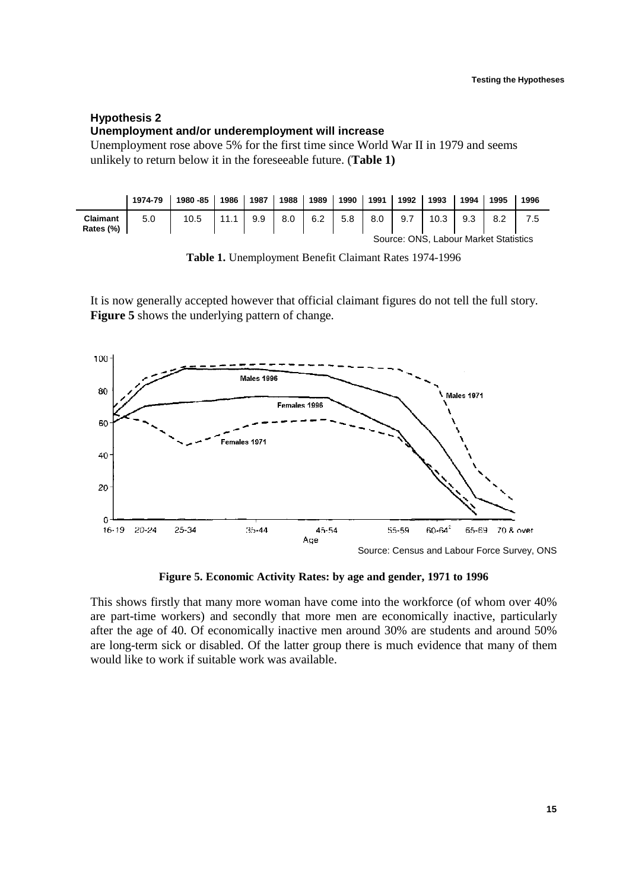### Hypothesis 2

### Unemployment and/or underemployment will increase

Unemployment rose above 5% for the first time since World War II in 1979 and seems unlikely to return below it in the foreseeable future. (**Table 1)**

| | 1974-79 | 1980 -85 | 1986 | 1987 | 1988 | 1989 | 1990 | 1991 | 1992 | 1993 | 1994 | 1995 | 1996 |
|---|---|---|---|---|---|---|---|---|---|---|---|---|---|
| **Claimant Rates (%)** | 5.0 | 10.5 | 11.1 | 9.9 | 8.0 | 6.2 | 5.8 | 8.0 | 9.7 | 10.3 | 9.3 | 8.2 | 7.5 |

Source: ONS, Labour Market Statistics

**Table 1.** Unemployment Benefit Claimant Rates 1974-1996

It is now generally accepted however that official claimant figures do not tell the full story. **Figure 5** shows the underlying pattern of change.

Source: Census and Labour Force Survey, ONS

**Figure 5. Economic Activity Rates: by age and gender, 1971 to 1996**

This shows firstly that many more woman have come into the workforce (of whom over 40% are part-time workers) and secondly that more men are economically inactive, particularly after the age of 40. Of economically inactive men around 30% are students and around 50% are long-term sick or disabled. Of the latter group there is much evidence that many of them would like to work if suitable work was available.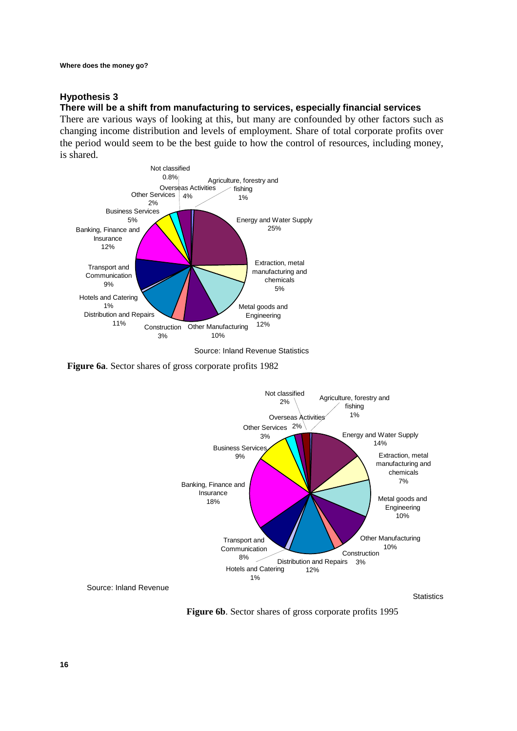## Hypothesis 3

### There will be a shift from manufacturing to services, especially financial services

There are various ways of looking at this, but many are confounded by other factors such as changing income distribution and levels of employment. Share of total corporate profits over the period would seem to be the best guide to how the control of resources, including money, is shared.

Source: Inland Revenue Statistics

**Figure 6a**. Sector shares of gross corporate profits 1982

Source: Inland Revenue Statistics

**Figure 6b**. Sector shares of gross corporate profits 1995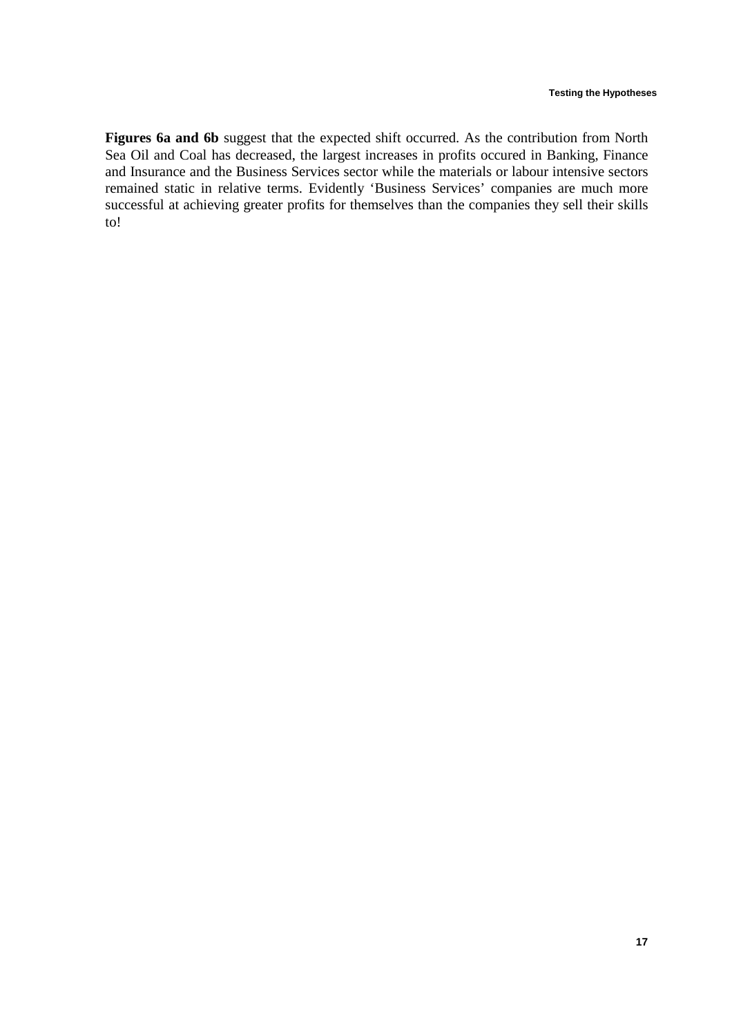**Figures 6a and 6b** suggest that the expected shift occurred. As the contribution from North Sea Oil and Coal has decreased, the largest increases in profits occured in Banking, Finance and Insurance and the Business Services sector while the materials or labour intensive sectors remained static in relative terms. Evidently 'Business Services' companies are much more successful at achieving greater profits for themselves than the companies they sell their skills to!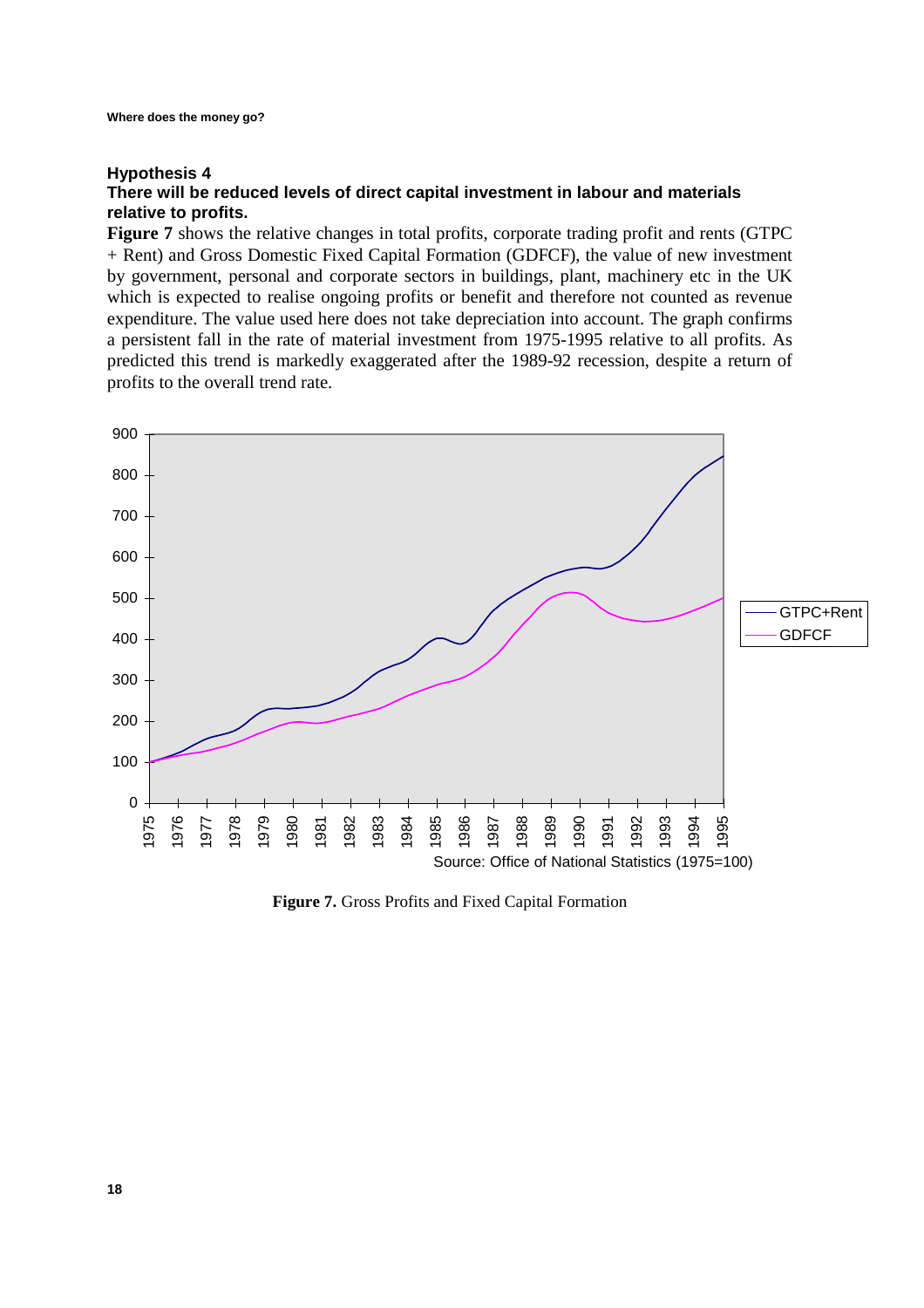### Hypothesis 4

### There will be reduced levels of direct capital investment in labour and materials relative to profits.

**Figure 7** shows the relative changes in total profits, corporate trading profit and rents (GTPC + Rent) and Gross Domestic Fixed Capital Formation (GDFCF), the value of new investment by government, personal and corporate sectors in buildings, plant, machinery etc in the UK which is expected to realise ongoing profits or benefit and therefore not counted as revenue expenditure. The value used here does not take depreciation into account. The graph confirms a persistent fall in the rate of material investment from 1975-1995 relative to all profits. As predicted this trend is markedly exaggerated after the 1989-92 recession, despite a return of profits to the overall trend rate.

Source: Office of National Statistics (1975=100)

**Figure 7.** Gross Profits and Fixed Capital Formation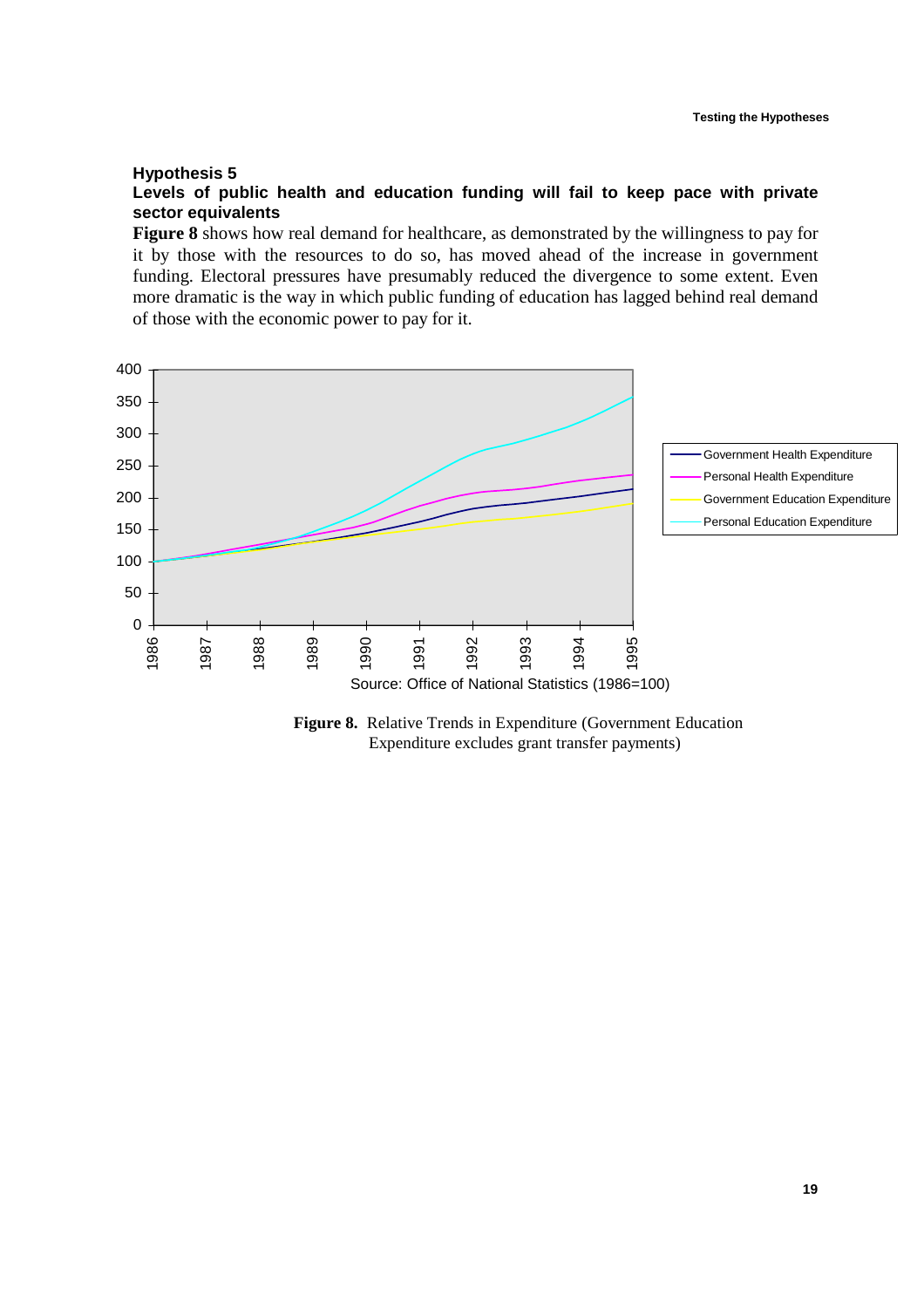### Hypothesis 5

**Levels of public health and education funding will fail to keep pace with private sector equivalents**

**Figure 8** shows how real demand for healthcare, as demonstrated by the willingness to pay for it by those with the resources to do so, has moved ahead of the increase in government funding. Electoral pressures have presumably reduced the divergence to some extent. Even more dramatic is the way in which public funding of education has lagged behind real demand of those with the economic power to pay for it.

Source: Office of National Statistics (1986=100)

**Figure 8.** Relative Trends in Expenditure (Government Education Expenditure excludes grant transfer payments)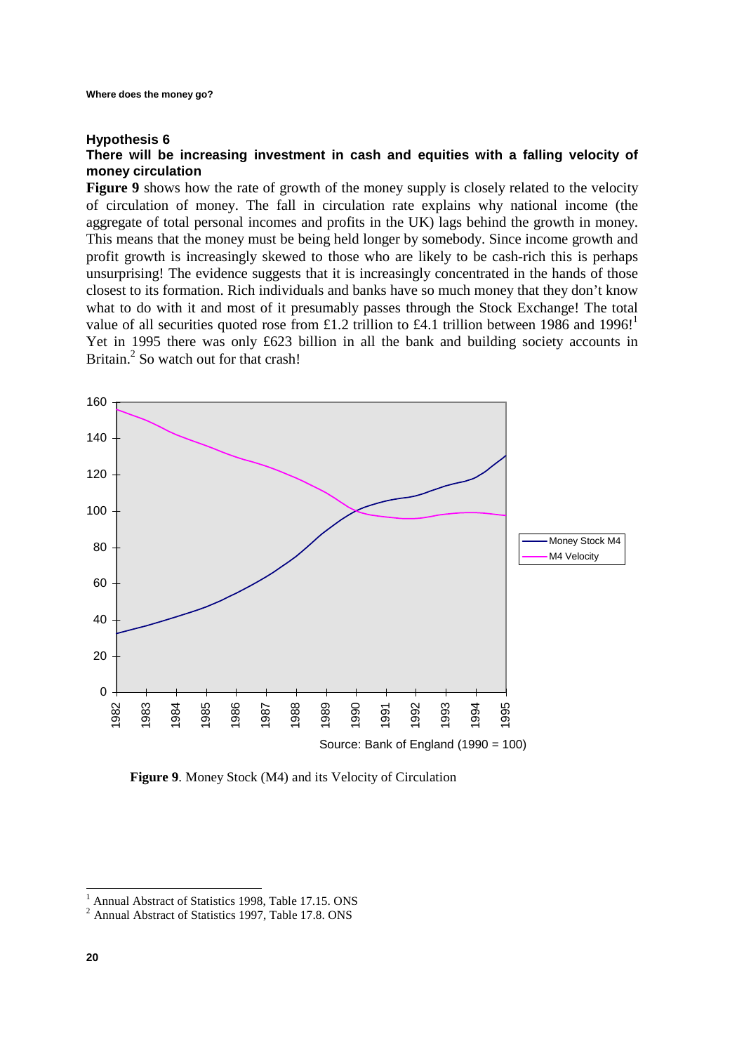### Hypothesis 6

**There will be increasing investment in cash and equities with a falling velocity of money circulation**

**Figure 9** shows how the rate of growth of the money supply is closely related to the velocity of circulation of money. The fall in circulation rate explains why national income (the aggregate of total personal incomes and profits in the UK) lags behind the growth in money. This means that the money must be being held longer by somebody. Since income growth and profit growth is increasingly skewed to those who are likely to be cash-rich this is perhaps unsurprising! The evidence suggests that it is increasingly concentrated in the hands of those closest to its formation. Rich individuals and banks have so much money that they don't know what to do with it and most of it presumably passes through the Stock Exchange! The total value of all securities quoted rose from £1.2 trillion to £4.1 trillion between 1986 and 1996![1] Yet in 1995 there was only £623 billion in all the bank and building society accounts in Britain.[2] So watch out for that crash!

Source: Bank of England (1990 = 100)

**Figure 9**. Money Stock (M4) and its Velocity of Circulation

---

[1] Annual Abstract of Statistics 1998, Table 17.15. ONS

[2] Annual Abstract of Statistics 1997, Table 17.8. ONS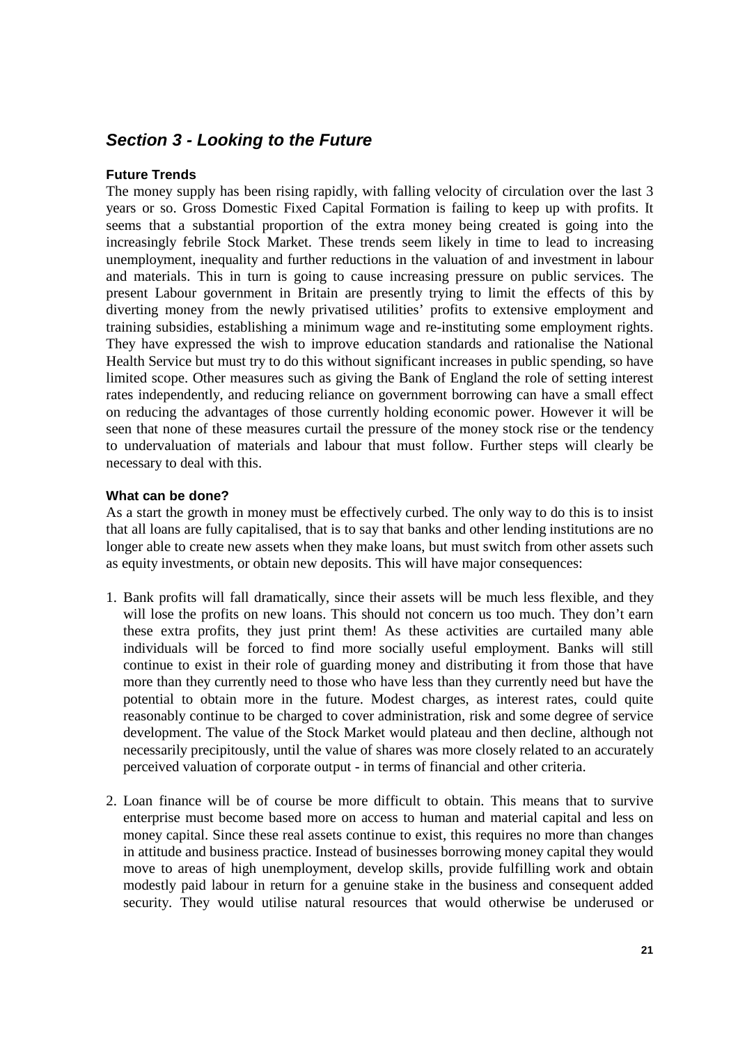## *Section 3 - Looking to the Future*

### Future Trends

The money supply has been rising rapidly, with falling velocity of circulation over the last 3 years or so. Gross Domestic Fixed Capital Formation is failing to keep up with profits. It seems that a substantial proportion of the extra money being created is going into the increasingly febrile Stock Market. These trends seem likely in time to lead to increasing unemployment, inequality and further reductions in the valuation of and investment in labour and materials. This in turn is going to cause increasing pressure on public services. The present Labour government in Britain are presently trying to limit the effects of this by diverting money from the newly privatised utilities' profits to extensive employment and training subsidies, establishing a minimum wage and re-instituting some employment rights. They have expressed the wish to improve education standards and rationalise the National Health Service but must try to do this without significant increases in public spending, so have limited scope. Other measures such as giving the Bank of England the role of setting interest rates independently, and reducing reliance on government borrowing can have a small effect on reducing the advantages of those currently holding economic power. However it will be seen that none of these measures curtail the pressure of the money stock rise or the tendency to undervaluation of materials and labour that must follow. Further steps will clearly be necessary to deal with this.

### What can be done?

As a start the growth in money must be effectively curbed. The only way to do this is to insist that all loans are fully capitalised, that is to say that banks and other lending institutions are no longer able to create new assets when they make loans, but must switch from other assets such as equity investments, or obtain new deposits. This will have major consequences:

1. Bank profits will fall dramatically, since their assets will be much less flexible, and they will lose the profits on new loans. This should not concern us too much. They don't earn these extra profits, they just print them! As these activities are curtailed many able individuals will be forced to find more socially useful employment. Banks will still continue to exist in their role of guarding money and distributing it from those that have more than they currently need to those who have less than they currently need but have the potential to obtain more in the future. Modest charges, as interest rates, could quite reasonably continue to be charged to cover administration, risk and some degree of service development. The value of the Stock Market would plateau and then decline, although not necessarily precipitously, until the value of shares was more closely related to an accurately perceived valuation of corporate output - in terms of financial and other criteria.

2. Loan finance will be of course be more difficult to obtain. This means that to survive enterprise must become based more on access to human and material capital and less on money capital. Since these real assets continue to exist, this requires no more than changes in attitude and business practice. Instead of businesses borrowing money capital they would move to areas of high unemployment, develop skills, provide fulfilling work and obtain modestly paid labour in return for a genuine stake in the business and consequent added security. They would utilise natural resources that would otherwise be underused or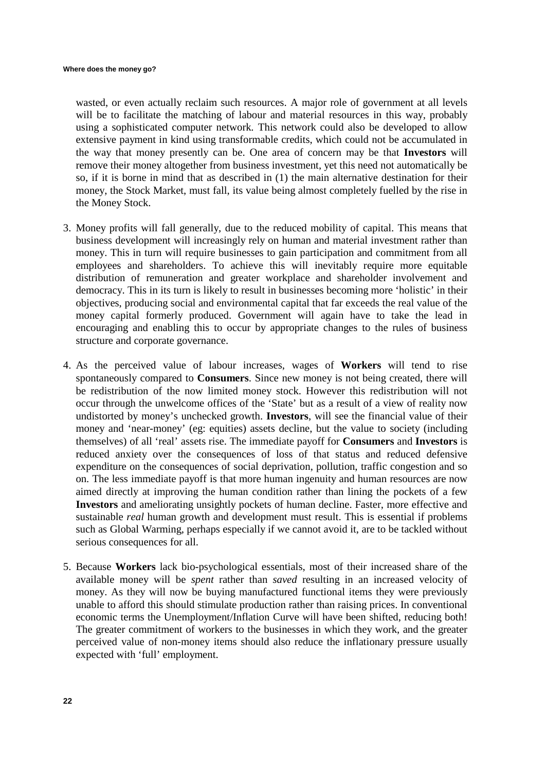wasted, or even actually reclaim such resources. A major role of government at all levels will be to facilitate the matching of labour and material resources in this way, probably using a sophisticated computer network. This network could also be developed to allow extensive payment in kind using transformable credits, which could not be accumulated in the way that money presently can be. One area of concern may be that **Investors** will remove their money altogether from business investment, yet this need not automatically be so, if it is borne in mind that as described in (1) the main alternative destination for their money, the Stock Market, must fall, its value being almost completely fuelled by the rise in the Money Stock.

3. Money profits will fall generally, due to the reduced mobility of capital. This means that business development will increasingly rely on human and material investment rather than money. This in turn will require businesses to gain participation and commitment from all employees and shareholders. To achieve this will inevitably require more equitable distribution of remuneration and greater workplace and shareholder involvement and democracy. This in its turn is likely to result in businesses becoming more 'holistic' in their objectives, producing social and environmental capital that far exceeds the real value of the money capital formerly produced. Government will again have to take the lead in encouraging and enabling this to occur by appropriate changes to the rules of business structure and corporate governance.

4. As the perceived value of labour increases, wages of **Workers** will tend to rise spontaneously compared to **Consumers**. Since new money is not being created, there will be redistribution of the now limited money stock. However this redistribution will not occur through the unwelcome offices of the 'State' but as a result of a view of reality now undistorted by money's unchecked growth. **Investors**, will see the financial value of their money and 'near-money' (eg: equities) assets decline, but the value to society (including themselves) of all 'real' assets rise. The immediate payoff for **Consumers** and **Investors** is reduced anxiety over the consequences of loss of that status and reduced defensive expenditure on the consequences of social deprivation, pollution, traffic congestion and so on. The less immediate payoff is that more human ingenuity and human resources are now aimed directly at improving the human condition rather than lining the pockets of a few **Investors** and ameliorating unsightly pockets of human decline. Faster, more effective and sustainable *real* human growth and development must result. This is essential if problems such as Global Warming, perhaps especially if we cannot avoid it, are to be tackled without serious consequences for all.

5. Because **Workers** lack bio-psychological essentials, most of their increased share of the available money will be *spent* rather than *saved* resulting in an increased velocity of money. As they will now be buying manufactured functional items they were previously unable to afford this should stimulate production rather than raising prices. In conventional economic terms the Unemployment/Inflation Curve will have been shifted, reducing both! The greater commitment of workers to the businesses in which they work, and the greater perceived value of non-money items should also reduce the inflationary pressure usually expected with 'full' employment.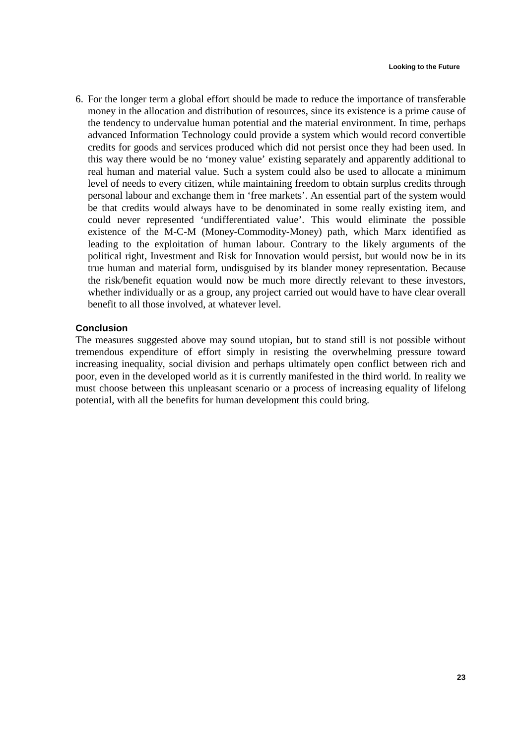6. For the longer term a global effort should be made to reduce the importance of transferable money in the allocation and distribution of resources, since its existence is a prime cause of the tendency to undervalue human potential and the material environment. In time, perhaps advanced Information Technology could provide a system which would record convertible credits for goods and services produced which did not persist once they had been used. In this way there would be no 'money value' existing separately and apparently additional to real human and material value. Such a system could also be used to allocate a minimum level of needs to every citizen, while maintaining freedom to obtain surplus credits through personal labour and exchange them in 'free markets'. An essential part of the system would be that credits would always have to be denominated in some really existing item, and could never represented 'undifferentiated value'. This would eliminate the possible existence of the M-C-M (Money-Commodity-Money) path, which Marx identified as leading to the exploitation of human labour. Contrary to the likely arguments of the political right, Investment and Risk for Innovation would persist, but would now be in its true human and material form, undisguised by its blander money representation. Because the risk/benefit equation would now be much more directly relevant to these investors, whether individually or as a group, any project carried out would have to have clear overall benefit to all those involved, at whatever level.

### Conclusion

The measures suggested above may sound utopian, but to stand still is not possible without tremendous expenditure of effort simply in resisting the overwhelming pressure toward increasing inequality, social division and perhaps ultimately open conflict between rich and poor, even in the developed world as it is currently manifested in the third world. In reality we must choose between this unpleasant scenario or a process of increasing equality of lifelong potential, with all the benefits for human development this could bring.